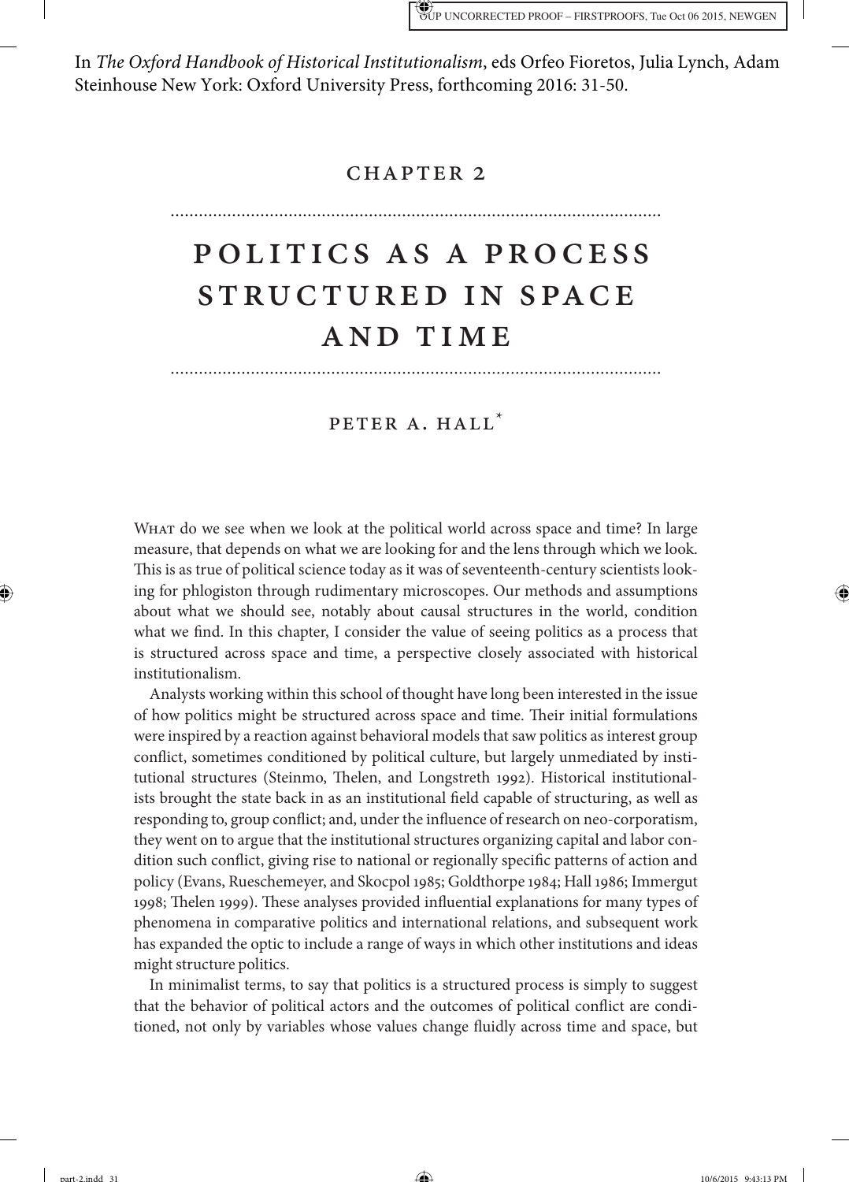In *The Oxford Handbook of Historical Institutionalism*, eds Orfeo Fioretos, Julia Lynch, Adam Steinhouse New York: Oxford University Press, forthcoming 2016: 31-50.

# Chapter 2

# Politics as a Process Structured in Space and Time

## Peter A. Hall*

What do we see when we look at the political world across space and time? In large measure, that depends on what we are looking for and the lens through which we look. This is as true of political science today as it was of seventeenth-century scientists looking for phlogiston through rudimentary microscopes. Our methods and assumptions about what we should see, notably about causal structures in the world, condition what we find. In this chapter, I consider the value of seeing politics as a process that is structured across space and time, a perspective closely associated with historical institutionalism.

Analysts working within this school of thought have long been interested in the issue of how politics might be structured across space and time. Their initial formulations were inspired by a reaction against behavioral models that saw politics as interest group conflict, sometimes conditioned by political culture, but largely unmediated by institutional structures (Steinmo, Thelen, and Longstreth 1992). Historical institutionalists brought the state back in as an institutional field capable of structuring, as well as responding to, group conflict; and, under the influence of research on neo-corporatism, they went on to argue that the institutional structures organizing capital and labor condition such conflict, giving rise to national or regionally specific patterns of action and policy (Evans, Rueschemeyer, and Skocpol 1985; Goldthorpe 1984; Hall 1986; Immergut 1998; Thelen 1999). These analyses provided influential explanations for many types of phenomena in comparative politics and international relations, and subsequent work has expanded the optic to include a range of ways in which other institutions and ideas might structure politics.

In minimalist terms, to say that politics is a structured process is simply to suggest that the behavior of political actors and the outcomes of political conflict are conditioned, not only by variables whose values change fluidly across time and space, but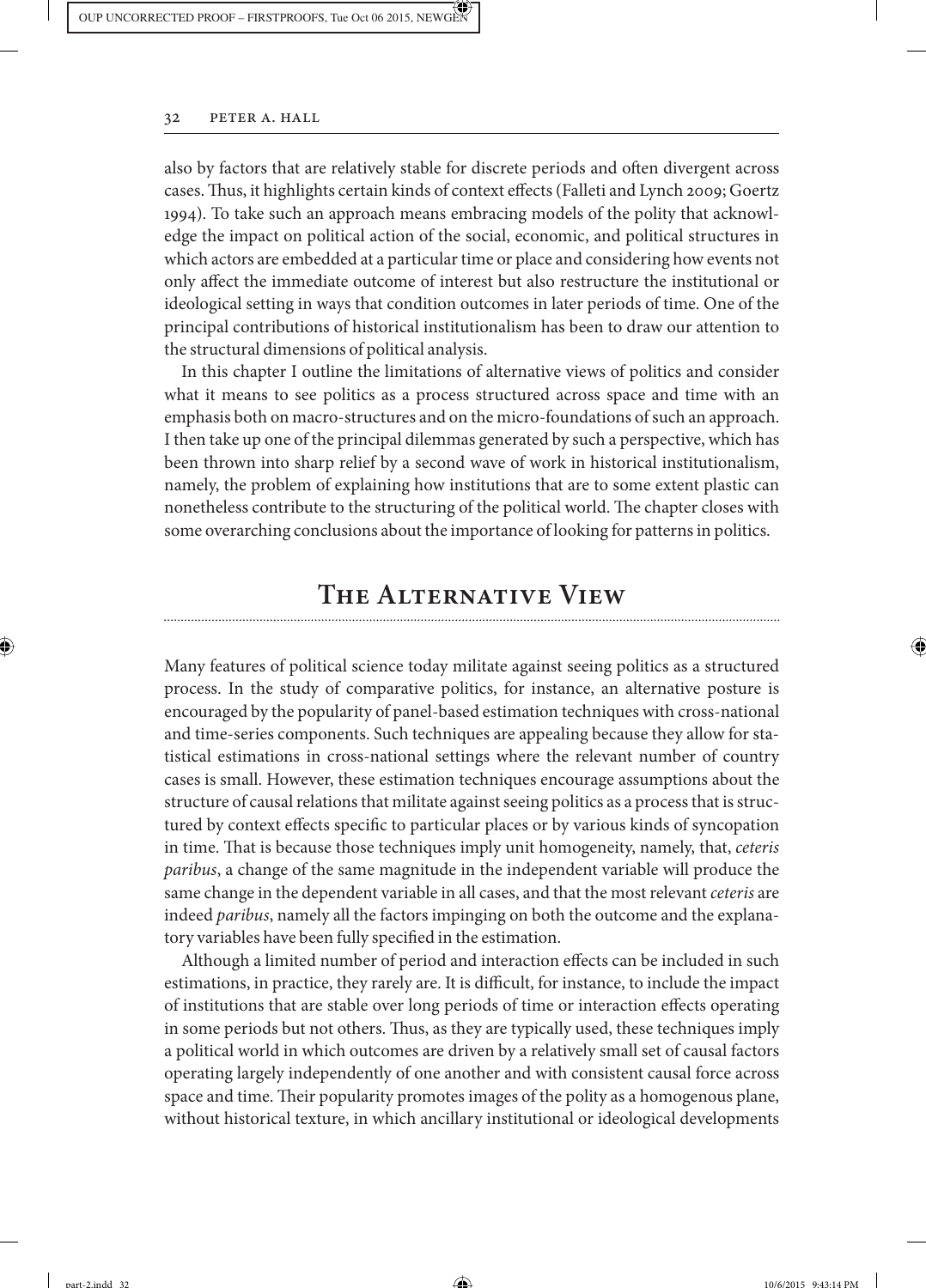also by factors that are relatively stable for discrete periods and often divergent across cases. Thus, it highlights certain kinds of context effects (Falleti and Lynch 2009; Goertz 1994). To take such an approach means embracing models of the polity that acknowledge the impact on political action of the social, economic, and political structures in which actors are embedded at a particular time or place and considering how events not only affect the immediate outcome of interest but also restructure the institutional or ideological setting in ways that condition outcomes in later periods of time. One of the principal contributions of historical institutionalism has been to draw our attention to the structural dimensions of political analysis.

In this chapter I outline the limitations of alternative views of politics and consider what it means to see politics as a process structured across space and time with an emphasis both on macro-structures and on the micro-foundations of such an approach. I then take up one of the principal dilemmas generated by such a perspective, which has been thrown into sharp relief by a second wave of work in historical institutionalism, namely, the problem of explaining how institutions that are to some extent plastic can nonetheless contribute to the structuring of the political world. The chapter closes with some overarching conclusions about the importance of looking for patterns in politics.

## The Alternative View

Many features of political science today militate against seeing politics as a structured process. In the study of comparative politics, for instance, an alternative posture is encouraged by the popularity of panel-based estimation techniques with cross-national and time-series components. Such techniques are appealing because they allow for statistical estimations in cross-national settings where the relevant number of country cases is small. However, these estimation techniques encourage assumptions about the structure of causal relations that militate against seeing politics as a process that is structured by context effects specific to particular places or by various kinds of syncopation in time. That is because those techniques imply unit homogeneity, namely, that, *ceteris paribus*, a change of the same magnitude in the independent variable will produce the same change in the dependent variable in all cases, and that the most relevant *ceteris* are indeed *paribus*, namely all the factors impinging on both the outcome and the explanatory variables have been fully specified in the estimation.

Although a limited number of period and interaction effects can be included in such estimations, in practice, they rarely are. It is difficult, for instance, to include the impact of institutions that are stable over long periods of time or interaction effects operating in some periods but not others. Thus, as they are typically used, these techniques imply a political world in which outcomes are driven by a relatively small set of causal factors operating largely independently of one another and with consistent causal force across space and time. Their popularity promotes images of the polity as a homogenous plane, without historical texture, in which ancillary institutional or ideological developments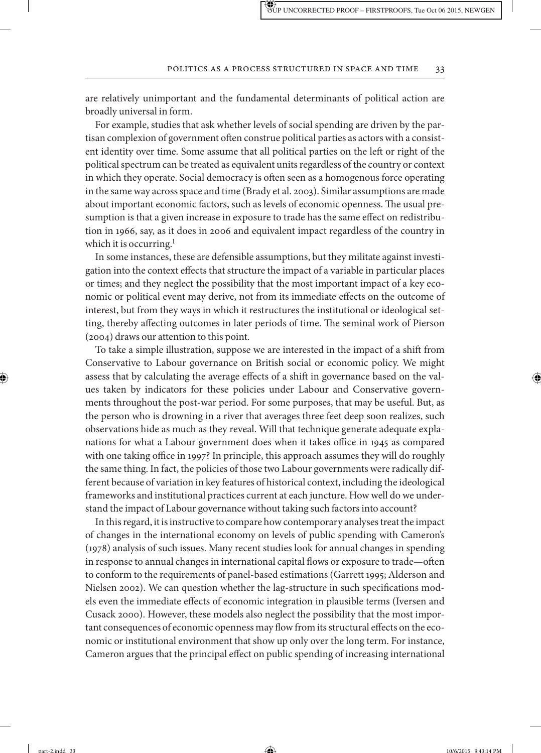are relatively unimportant and the fundamental determinants of political action are broadly universal in form.

For example, studies that ask whether levels of social spending are driven by the partisan complexion of government often construe political parties as actors with a consistent identity over time. Some assume that all political parties on the left or right of the political spectrum can be treated as equivalent units regardless of the country or context in which they operate. Social democracy is often seen as a homogenous force operating in the same way across space and time (Brady et al. 2003). Similar assumptions are made about important economic factors, such as levels of economic openness. The usual presumption is that a given increase in exposure to trade has the same effect on redistribution in 1966, say, as it does in 2006 and equivalent impact regardless of the country in which it is occurring.[1]

In some instances, these are defensible assumptions, but they militate against investigation into the context effects that structure the impact of a variable in particular places or times; and they neglect the possibility that the most important impact of a key economic or political event may derive, not from its immediate effects on the outcome of interest, but from they ways in which it restructures the institutional or ideological setting, thereby affecting outcomes in later periods of time. The seminal work of Pierson (2004) draws our attention to this point.

To take a simple illustration, suppose we are interested in the impact of a shift from Conservative to Labour governance on British social or economic policy. We might assess that by calculating the average effects of a shift in governance based on the values taken by indicators for these policies under Labour and Conservative governments throughout the post-war period. For some purposes, that may be useful. But, as the person who is drowning in a river that averages three feet deep soon realizes, such observations hide as much as they reveal. Will that technique generate adequate explanations for what a Labour government does when it takes office in 1945 as compared with one taking office in 1997? In principle, this approach assumes they will do roughly the same thing. In fact, the policies of those two Labour governments were radically different because of variation in key features of historical context, including the ideological frameworks and institutional practices current at each juncture. How well do we understand the impact of Labour governance without taking such factors into account?

In this regard, it is instructive to compare how contemporary analyses treat the impact of changes in the international economy on levels of public spending with Cameron's (1978) analysis of such issues. Many recent studies look for annual changes in spending in response to annual changes in international capital flows or exposure to trade—often to conform to the requirements of panel-based estimations (Garrett 1995; Alderson and Nielsen 2002). We can question whether the lag-structure in such specifications models even the immediate effects of economic integration in plausible terms (Iversen and Cusack 2000). However, these models also neglect the possibility that the most important consequences of economic openness may flow from its structural effects on the economic or institutional environment that show up only over the long term. For instance, Cameron argues that the principal effect on public spending of increasing international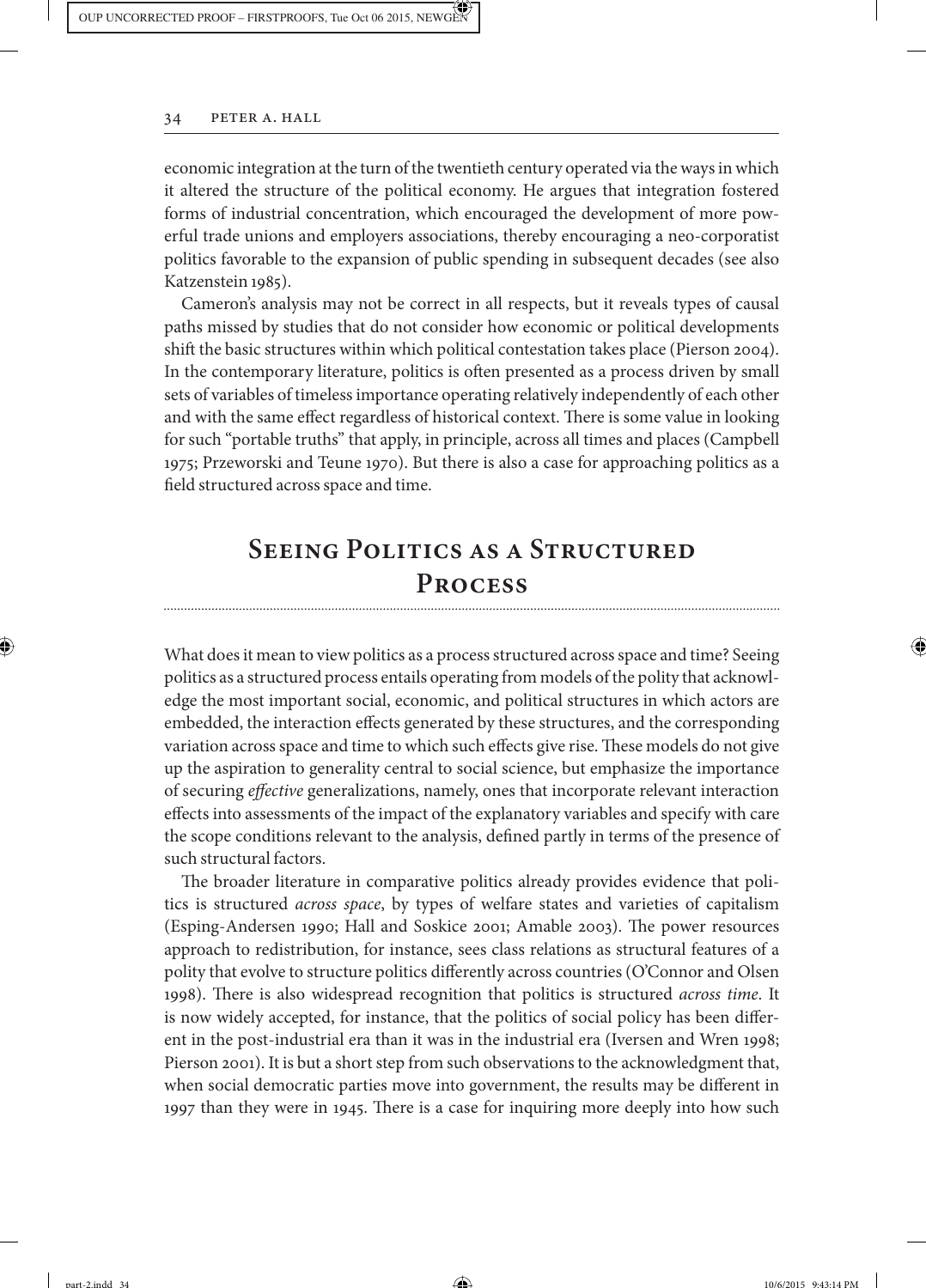economic integration at the turn of the twentieth century operated via the ways in which it altered the structure of the political economy. He argues that integration fostered forms of industrial concentration, which encouraged the development of more powerful trade unions and employers associations, thereby encouraging a neo-corporatist politics favorable to the expansion of public spending in subsequent decades (see also Katzenstein 1985).

Cameron's analysis may not be correct in all respects, but it reveals types of causal paths missed by studies that do not consider how economic or political developments shift the basic structures within which political contestation takes place (Pierson 2004). In the contemporary literature, politics is often presented as a process driven by small sets of variables of timeless importance operating relatively independently of each other and with the same effect regardless of historical context. There is some value in looking for such "portable truths" that apply, in principle, across all times and places (Campbell 1975; Przeworski and Teune 1970). But there is also a case for approaching politics as a field structured across space and time.

## Seeing Politics as a Structured Process

What does it mean to view politics as a process structured across space and time? Seeing politics as a structured process entails operating from models of the polity that acknowledge the most important social, economic, and political structures in which actors are embedded, the interaction effects generated by these structures, and the corresponding variation across space and time to which such effects give rise. These models do not give up the aspiration to generality central to social science, but emphasize the importance of securing *effective* generalizations, namely, ones that incorporate relevant interaction effects into assessments of the impact of the explanatory variables and specify with care the scope conditions relevant to the analysis, defined partly in terms of the presence of such structural factors.

The broader literature in comparative politics already provides evidence that politics is structured *across space*, by types of welfare states and varieties of capitalism (Esping-Andersen 1990; Hall and Soskice 2001; Amable 2003). The power resources approach to redistribution, for instance, sees class relations as structural features of a polity that evolve to structure politics differently across countries (O'Connor and Olsen 1998). There is also widespread recognition that politics is structured *across time*. It is now widely accepted, for instance, that the politics of social policy has been different in the post-industrial era than it was in the industrial era (Iversen and Wren 1998; Pierson 2001). It is but a short step from such observations to the acknowledgment that, when social democratic parties move into government, the results may be different in 1997 than they were in 1945. There is a case for inquiring more deeply into how such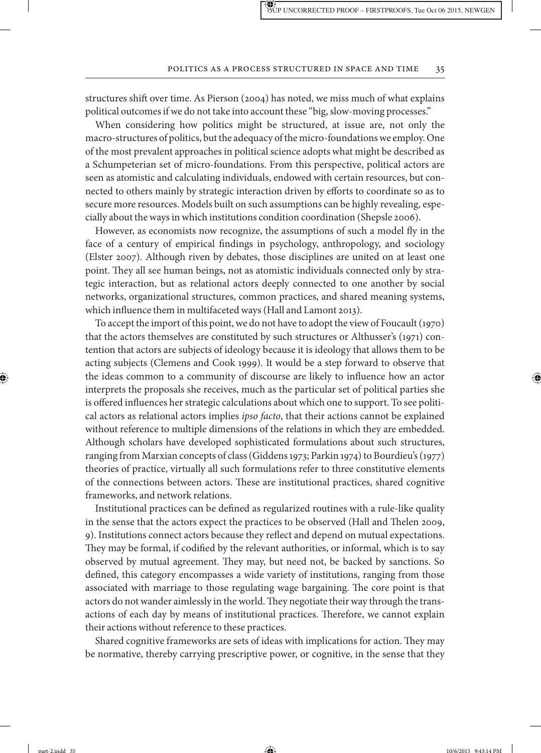structures shift over time. As Pierson (2004) has noted, we miss much of what explains political outcomes if we do not take into account these "big, slow-moving processes."

When considering how politics might be structured, at issue are, not only the macro-structures of politics, but the adequacy of the micro-foundations we employ. One of the most prevalent approaches in political science adopts what might be described as a Schumpeterian set of micro-foundations. From this perspective, political actors are seen as atomistic and calculating individuals, endowed with certain resources, but connected to others mainly by strategic interaction driven by efforts to coordinate so as to secure more resources. Models built on such assumptions can be highly revealing, especially about the ways in which institutions condition coordination (Shepsle 2006).

However, as economists now recognize, the assumptions of such a model fly in the face of a century of empirical findings in psychology, anthropology, and sociology (Elster 2007). Although riven by debates, those disciplines are united on at least one point. They all see human beings, not as atomistic individuals connected only by strategic interaction, but as relational actors deeply connected to one another by social networks, organizational structures, common practices, and shared meaning systems, which influence them in multifaceted ways (Hall and Lamont 2013).

To accept the import of this point, we do not have to adopt the view of Foucault (1970) that the actors themselves are constituted by such structures or Althusser's (1971) contention that actors are subjects of ideology because it is ideology that allows them to be acting subjects (Clemens and Cook 1999). It would be a step forward to observe that the ideas common to a community of discourse are likely to influence how an actor interprets the proposals she receives, much as the particular set of political parties she is offered influences her strategic calculations about which one to support. To see political actors as relational actors implies *ipso facto*, that their actions cannot be explained without reference to multiple dimensions of the relations in which they are embedded. Although scholars have developed sophisticated formulations about such structures, ranging from Marxian concepts of class (Giddens 1973; Parkin 1974) to Bourdieu's (1977) theories of practice, virtually all such formulations refer to three constitutive elements of the connections between actors. These are institutional practices, shared cognitive frameworks, and network relations.

Institutional practices can be defined as regularized routines with a rule-like quality in the sense that the actors expect the practices to be observed (Hall and Thelen 2009, 9). Institutions connect actors because they reflect and depend on mutual expectations. They may be formal, if codified by the relevant authorities, or informal, which is to say observed by mutual agreement. They may, but need not, be backed by sanctions. So defined, this category encompasses a wide variety of institutions, ranging from those associated with marriage to those regulating wage bargaining. The core point is that actors do not wander aimlessly in the world. They negotiate their way through the transactions of each day by means of institutional practices. Therefore, we cannot explain their actions without reference to these practices.

Shared cognitive frameworks are sets of ideas with implications for action. They may be normative, thereby carrying prescriptive power, or cognitive, in the sense that they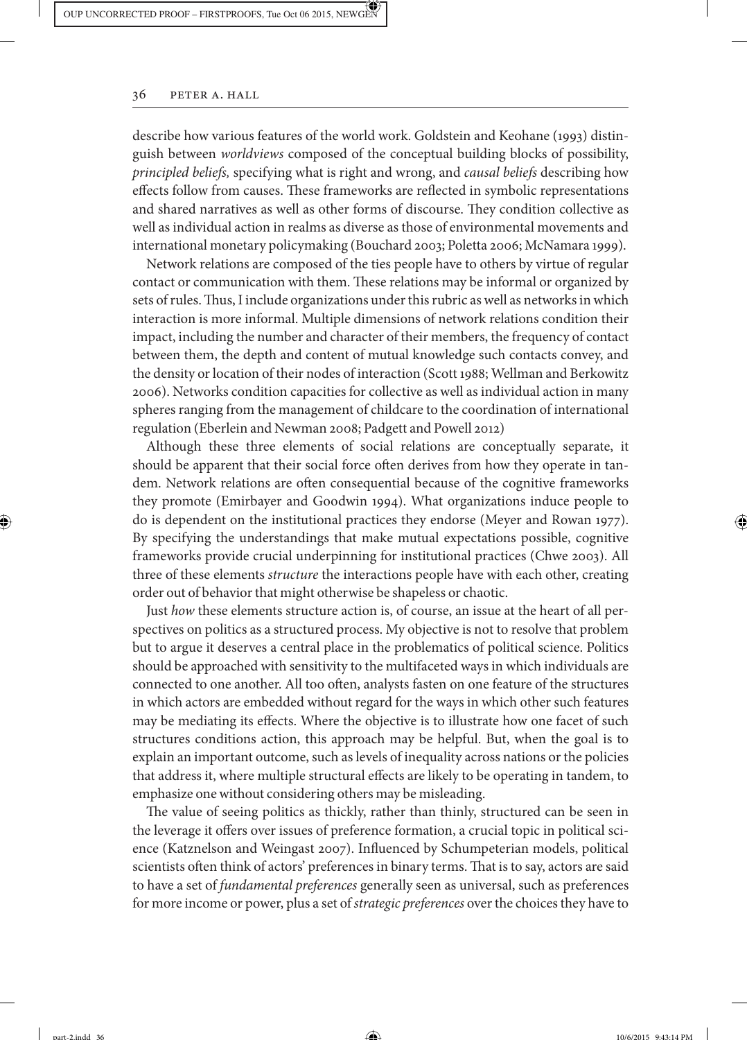describe how various features of the world work. Goldstein and Keohane (1993) distinguish between *worldviews* composed of the conceptual building blocks of possibility, *principled beliefs,* specifying what is right and wrong, and *causal beliefs* describing how effects follow from causes. These frameworks are reflected in symbolic representations and shared narratives as well as other forms of discourse. They condition collective as well as individual action in realms as diverse as those of environmental movements and international monetary policymaking (Bouchard 2003; Poletta 2006; McNamara 1999).

Network relations are composed of the ties people have to others by virtue of regular contact or communication with them. These relations may be informal or organized by sets of rules. Thus, I include organizations under this rubric as well as networks in which interaction is more informal. Multiple dimensions of network relations condition their impact, including the number and character of their members, the frequency of contact between them, the depth and content of mutual knowledge such contacts convey, and the density or location of their nodes of interaction (Scott 1988; Wellman and Berkowitz 2006). Networks condition capacities for collective as well as individual action in many spheres ranging from the management of childcare to the coordination of international regulation (Eberlein and Newman 2008; Padgett and Powell 2012)

Although these three elements of social relations are conceptually separate, it should be apparent that their social force often derives from how they operate in tandem. Network relations are often consequential because of the cognitive frameworks they promote (Emirbayer and Goodwin 1994). What organizations induce people to do is dependent on the institutional practices they endorse (Meyer and Rowan 1977). By specifying the understandings that make mutual expectations possible, cognitive frameworks provide crucial underpinning for institutional practices (Chwe 2003). All three of these elements *structure* the interactions people have with each other, creating order out of behavior that might otherwise be shapeless or chaotic.

Just *how* these elements structure action is, of course, an issue at the heart of all perspectives on politics as a structured process. My objective is not to resolve that problem but to argue it deserves a central place in the problematics of political science. Politics should be approached with sensitivity to the multifaceted ways in which individuals are connected to one another. All too often, analysts fasten on one feature of the structures in which actors are embedded without regard for the ways in which other such features may be mediating its effects. Where the objective is to illustrate how one facet of such structures conditions action, this approach may be helpful. But, when the goal is to explain an important outcome, such as levels of inequality across nations or the policies that address it, where multiple structural effects are likely to be operating in tandem, to emphasize one without considering others may be misleading.

The value of seeing politics as thickly, rather than thinly, structured can be seen in the leverage it offers over issues of preference formation, a crucial topic in political science (Katznelson and Weingast 2007). Influenced by Schumpeterian models, political scientists often think of actors' preferences in binary terms. That is to say, actors are said to have a set of *fundamental preferences* generally seen as universal, such as preferences for more income or power, plus a set of *strategic preferences* over the choices they have to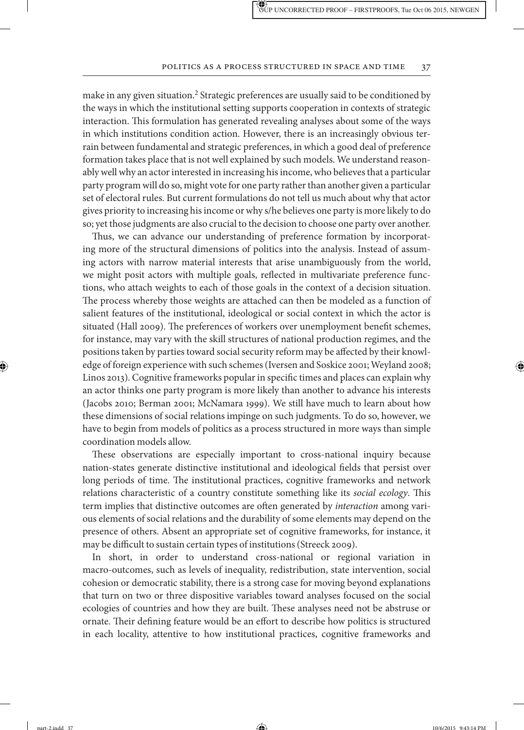make in any given situation.[2] Strategic preferences are usually said to be conditioned by the ways in which the institutional setting supports cooperation in contexts of strategic interaction. This formulation has generated revealing analyses about some of the ways in which institutions condition action. However, there is an increasingly obvious terrain between fundamental and strategic preferences, in which a good deal of preference formation takes place that is not well explained by such models. We understand reasonably well why an actor interested in increasing his income, who believes that a particular party program will do so, might vote for one party rather than another given a particular set of electoral rules. But current formulations do not tell us much about why that actor gives priority to increasing his income or why s/he believes one party is more likely to do so; yet those judgments are also crucial to the decision to choose one party over another.

Thus, we can advance our understanding of preference formation by incorporating more of the structural dimensions of politics into the analysis. Instead of assuming actors with narrow material interests that arise unambiguously from the world, we might posit actors with multiple goals, reflected in multivariate preference functions, who attach weights to each of those goals in the context of a decision situation. The process whereby those weights are attached can then be modeled as a function of salient features of the institutional, ideological or social context in which the actor is situated (Hall 2009). The preferences of workers over unemployment benefit schemes, for instance, may vary with the skill structures of national production regimes, and the positions taken by parties toward social security reform may be affected by their knowledge of foreign experience with such schemes (Iversen and Soskice 2001; Weyland 2008; Linos 2013). Cognitive frameworks popular in specific times and places can explain why an actor thinks one party program is more likely than another to advance his interests (Jacobs 2010; Berman 2001; McNamara 1999). We still have much to learn about how these dimensions of social relations impinge on such judgments. To do so, however, we have to begin from models of politics as a process structured in more ways than simple coordination models allow.

These observations are especially important to cross-national inquiry because nation-states generate distinctive institutional and ideological fields that persist over long periods of time. The institutional practices, cognitive frameworks and network relations characteristic of a country constitute something like its *social ecology*. This term implies that distinctive outcomes are often generated by *interaction* among various elements of social relations and the durability of some elements may depend on the presence of others. Absent an appropriate set of cognitive frameworks, for instance, it may be difficult to sustain certain types of institutions (Streeck 2009).

In short, in order to understand cross-national or regional variation in macro-outcomes, such as levels of inequality, redistribution, state intervention, social cohesion or democratic stability, there is a strong case for moving beyond explanations that turn on two or three dispositive variables toward analyses focused on the social ecologies of countries and how they are built. These analyses need not be abstruse or ornate. Their defining feature would be an effort to describe how politics is structured in each locality, attentive to how institutional practices, cognitive frameworks and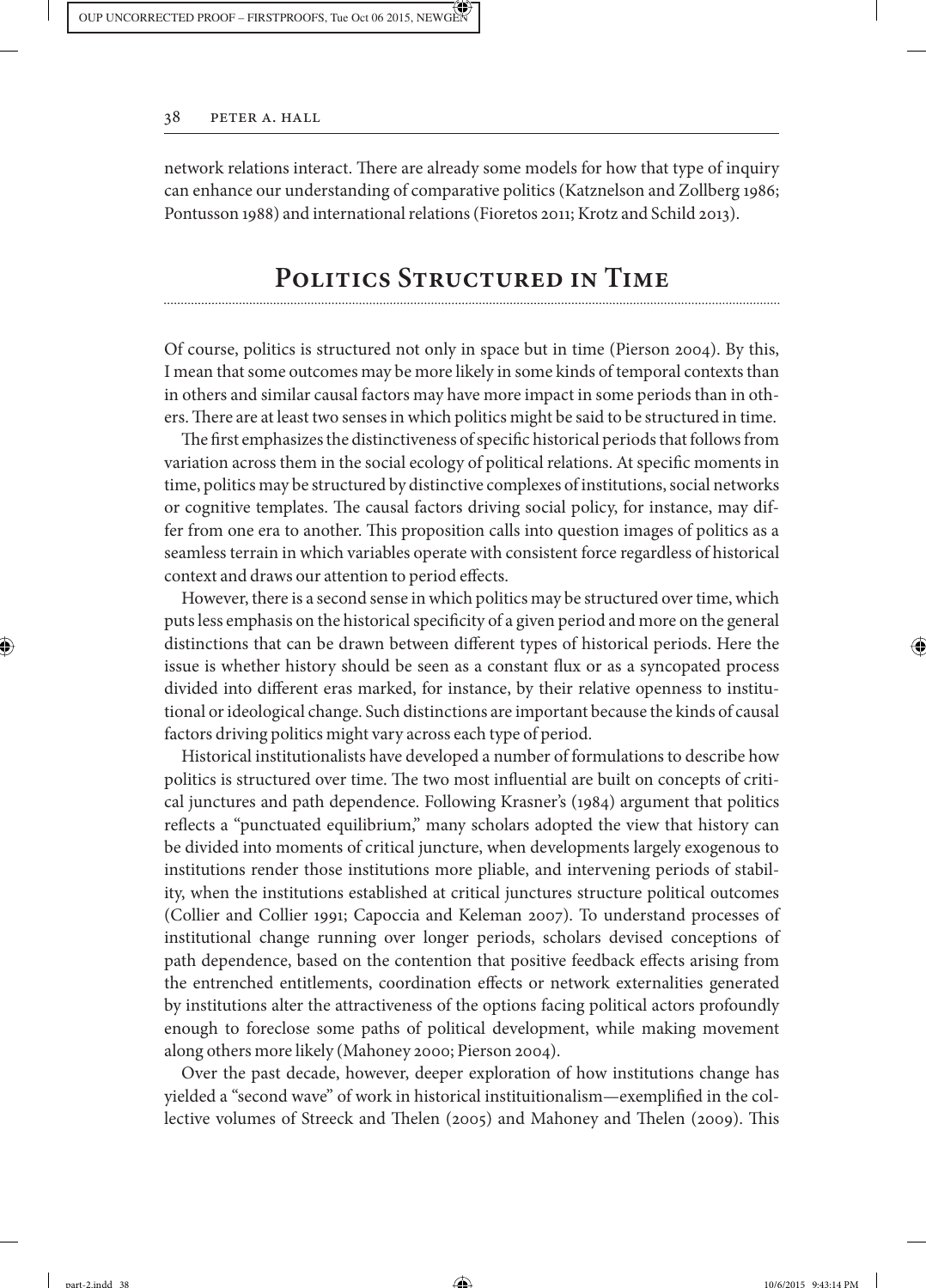network relations interact. There are already some models for how that type of inquiry can enhance our understanding of comparative politics (Katznelson and Zollberg 1986; Pontusson 1988) and international relations (Fioretos 2011; Krotz and Schild 2013).

## Politics Structured in Time

Of course, politics is structured not only in space but in time (Pierson 2004). By this, I mean that some outcomes may be more likely in some kinds of temporal contexts than in others and similar causal factors may have more impact in some periods than in others. There are at least two senses in which politics might be said to be structured in time.

The first emphasizes the distinctiveness of specific historical periods that follows from variation across them in the social ecology of political relations. At specific moments in time, politics may be structured by distinctive complexes of institutions, social networks or cognitive templates. The causal factors driving social policy, for instance, may differ from one era to another. This proposition calls into question images of politics as a seamless terrain in which variables operate with consistent force regardless of historical context and draws our attention to period effects.

However, there is a second sense in which politics may be structured over time, which puts less emphasis on the historical specificity of a given period and more on the general distinctions that can be drawn between different types of historical periods. Here the issue is whether history should be seen as a constant flux or as a syncopated process divided into different eras marked, for instance, by their relative openness to institutional or ideological change. Such distinctions are important because the kinds of causal factors driving politics might vary across each type of period.

Historical institutionalists have developed a number of formulations to describe how politics is structured over time. The two most influential are built on concepts of critical junctures and path dependence. Following Krasner's (1984) argument that politics reflects a "punctuated equilibrium," many scholars adopted the view that history can be divided into moments of critical juncture, when developments largely exogenous to institutions render those institutions more pliable, and intervening periods of stability, when the institutions established at critical junctures structure political outcomes (Collier and Collier 1991; Capoccia and Keleman 2007). To understand processes of institutional change running over longer periods, scholars devised conceptions of path dependence, based on the contention that positive feedback effects arising from the entrenched entitlements, coordination effects or network externalities generated by institutions alter the attractiveness of the options facing political actors profoundly enough to foreclose some paths of political development, while making movement along others more likely (Mahoney 2000; Pierson 2004).

Over the past decade, however, deeper exploration of how institutions change has yielded a "second wave" of work in historical instituitionalism—exemplified in the collective volumes of Streeck and Thelen (2005) and Mahoney and Thelen (2009). This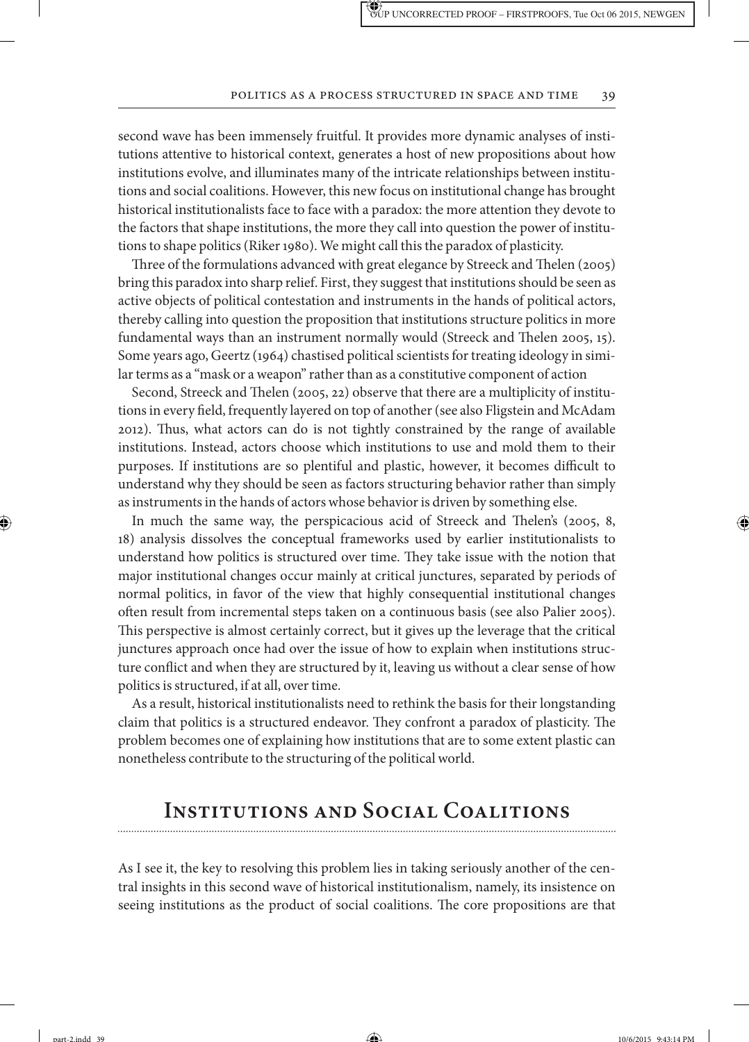second wave has been immensely fruitful. It provides more dynamic analyses of institutions attentive to historical context, generates a host of new propositions about how institutions evolve, and illuminates many of the intricate relationships between institutions and social coalitions. However, this new focus on institutional change has brought historical institutionalists face to face with a paradox: the more attention they devote to the factors that shape institutions, the more they call into question the power of institutions to shape politics (Riker 1980). We might call this the paradox of plasticity.

Three of the formulations advanced with great elegance by Streeck and Thelen (2005) bring this paradox into sharp relief. First, they suggest that institutions should be seen as active objects of political contestation and instruments in the hands of political actors, thereby calling into question the proposition that institutions structure politics in more fundamental ways than an instrument normally would (Streeck and Thelen 2005, 15). Some years ago, Geertz (1964) chastised political scientists for treating ideology in similar terms as a "mask or a weapon" rather than as a constitutive component of action

Second, Streeck and Thelen (2005, 22) observe that there are a multiplicity of institutions in every field, frequently layered on top of another (see also Fligstein and McAdam 2012). Thus, what actors can do is not tightly constrained by the range of available institutions. Instead, actors choose which institutions to use and mold them to their purposes. If institutions are so plentiful and plastic, however, it becomes difficult to understand why they should be seen as factors structuring behavior rather than simply as instruments in the hands of actors whose behavior is driven by something else.

In much the same way, the perspicacious acid of Streeck and Thelen's (2005, 8, 18) analysis dissolves the conceptual frameworks used by earlier institutionalists to understand how politics is structured over time. They take issue with the notion that major institutional changes occur mainly at critical junctures, separated by periods of normal politics, in favor of the view that highly consequential institutional changes often result from incremental steps taken on a continuous basis (see also Palier 2005). This perspective is almost certainly correct, but it gives up the leverage that the critical junctures approach once had over the issue of how to explain when institutions structure conflict and when they are structured by it, leaving us without a clear sense of how politics is structured, if at all, over time.

As a result, historical institutionalists need to rethink the basis for their longstanding claim that politics is a structured endeavor. They confront a paradox of plasticity. The problem becomes one of explaining how institutions that are to some extent plastic can nonetheless contribute to the structuring of the political world.

## Institutions and Social Coalitions

As I see it, the key to resolving this problem lies in taking seriously another of the central insights in this second wave of historical institutionalism, namely, its insistence on seeing institutions as the product of social coalitions. The core propositions are that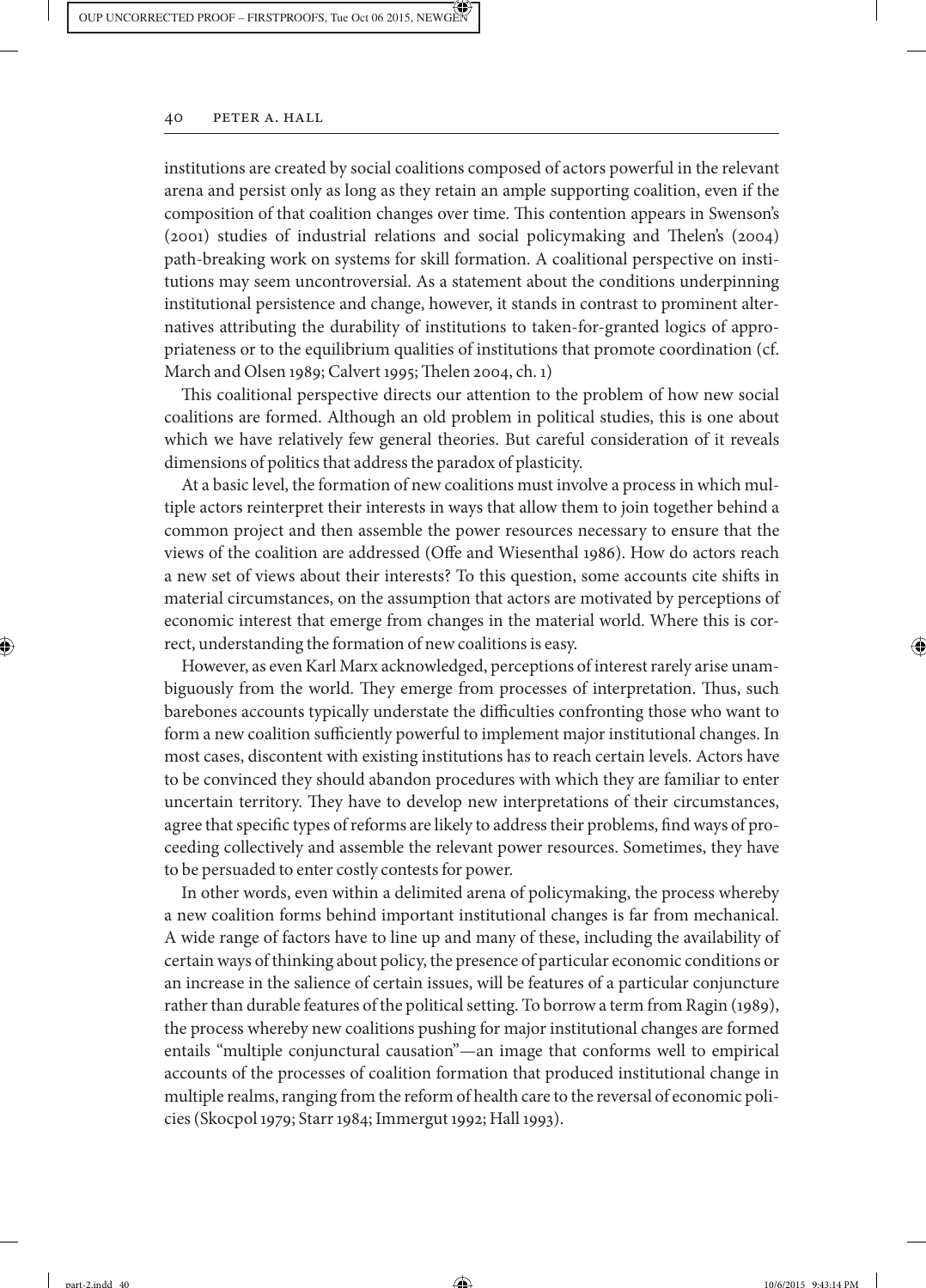institutions are created by social coalitions composed of actors powerful in the relevant arena and persist only as long as they retain an ample supporting coalition, even if the composition of that coalition changes over time. This contention appears in Swenson's (2001) studies of industrial relations and social policymaking and Thelen's (2004) path-breaking work on systems for skill formation. A coalitional perspective on institutions may seem uncontroversial. As a statement about the conditions underpinning institutional persistence and change, however, it stands in contrast to prominent alternatives attributing the durability of institutions to taken-for-granted logics of appropriateness or to the equilibrium qualities of institutions that promote coordination (cf. March and Olsen 1989; Calvert 1995; Thelen 2004, ch. 1)

This coalitional perspective directs our attention to the problem of how new social coalitions are formed. Although an old problem in political studies, this is one about which we have relatively few general theories. But careful consideration of it reveals dimensions of politics that address the paradox of plasticity.

At a basic level, the formation of new coalitions must involve a process in which multiple actors reinterpret their interests in ways that allow them to join together behind a common project and then assemble the power resources necessary to ensure that the views of the coalition are addressed (Offe and Wiesenthal 1986). How do actors reach a new set of views about their interests? To this question, some accounts cite shifts in material circumstances, on the assumption that actors are motivated by perceptions of economic interest that emerge from changes in the material world. Where this is correct, understanding the formation of new coalitions is easy.

However, as even Karl Marx acknowledged, perceptions of interest rarely arise unambiguously from the world. They emerge from processes of interpretation. Thus, such barebones accounts typically understate the difficulties confronting those who want to form a new coalition sufficiently powerful to implement major institutional changes. In most cases, discontent with existing institutions has to reach certain levels. Actors have to be convinced they should abandon procedures with which they are familiar to enter uncertain territory. They have to develop new interpretations of their circumstances, agree that specific types of reforms are likely to address their problems, find ways of proceeding collectively and assemble the relevant power resources. Sometimes, they have to be persuaded to enter costly contests for power.

In other words, even within a delimited arena of policymaking, the process whereby a new coalition forms behind important institutional changes is far from mechanical. A wide range of factors have to line up and many of these, including the availability of certain ways of thinking about policy, the presence of particular economic conditions or an increase in the salience of certain issues, will be features of a particular conjuncture rather than durable features of the political setting. To borrow a term from Ragin (1989), the process whereby new coalitions pushing for major institutional changes are formed entails "multiple conjunctural causation"—an image that conforms well to empirical accounts of the processes of coalition formation that produced institutional change in multiple realms, ranging from the reform of health care to the reversal of economic policies (Skocpol 1979; Starr 1984; Immergut 1992; Hall 1993).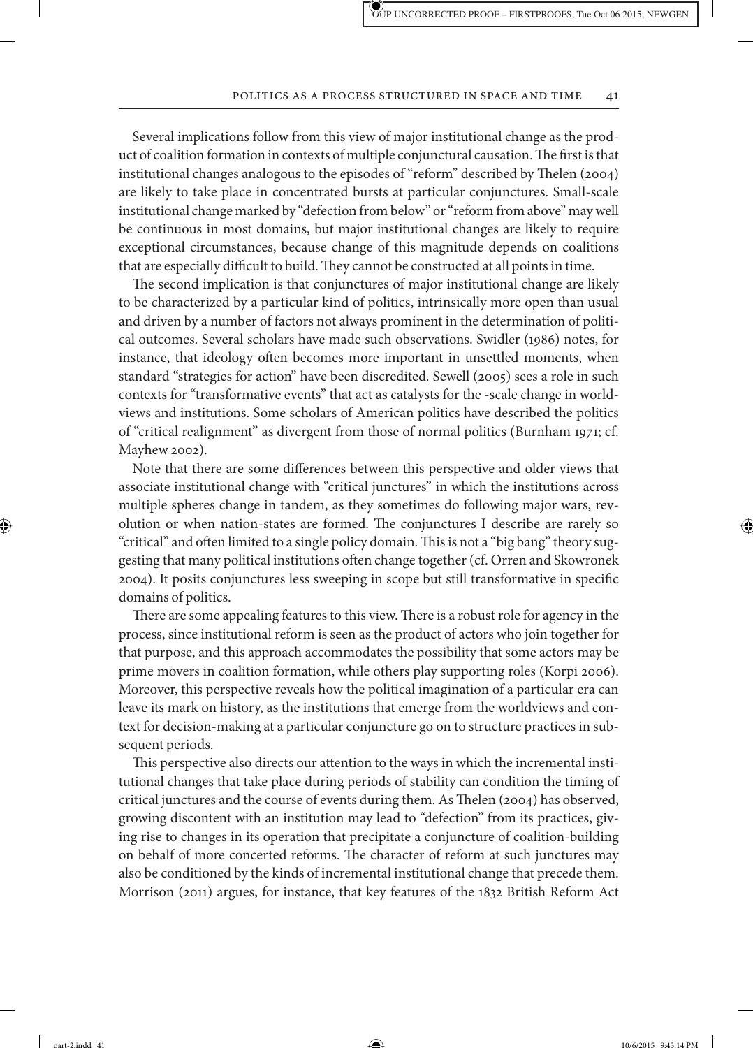Several implications follow from this view of major institutional change as the product of coalition formation in contexts of multiple conjunctural causation. The first is that institutional changes analogous to the episodes of "reform" described by Thelen (2004) are likely to take place in concentrated bursts at particular conjunctures. Small-scale institutional change marked by "defection from below" or "reform from above" may well be continuous in most domains, but major institutional changes are likely to require exceptional circumstances, because change of this magnitude depends on coalitions that are especially difficult to build. They cannot be constructed at all points in time.

The second implication is that conjunctures of major institutional change are likely to be characterized by a particular kind of politics, intrinsically more open than usual and driven by a number of factors not always prominent in the determination of political outcomes. Several scholars have made such observations. Swidler (1986) notes, for instance, that ideology often becomes more important in unsettled moments, when standard "strategies for action" have been discredited. Sewell (2005) sees a role in such contexts for "transformative events" that act as catalysts for the -scale change in worldviews and institutions. Some scholars of American politics have described the politics of "critical realignment" as divergent from those of normal politics (Burnham 1971; cf. Mayhew 2002).

Note that there are some differences between this perspective and older views that associate institutional change with "critical junctures" in which the institutions across multiple spheres change in tandem, as they sometimes do following major wars, revolution or when nation-states are formed. The conjunctures I describe are rarely so "critical" and often limited to a single policy domain. This is not a "big bang" theory suggesting that many political institutions often change together (cf. Orren and Skowronek 2004). It posits conjunctures less sweeping in scope but still transformative in specific domains of politics.

There are some appealing features to this view. There is a robust role for agency in the process, since institutional reform is seen as the product of actors who join together for that purpose, and this approach accommodates the possibility that some actors may be prime movers in coalition formation, while others play supporting roles (Korpi 2006). Moreover, this perspective reveals how the political imagination of a particular era can leave its mark on history, as the institutions that emerge from the worldviews and context for decision-making at a particular conjuncture go on to structure practices in subsequent periods.

This perspective also directs our attention to the ways in which the incremental institutional changes that take place during periods of stability can condition the timing of critical junctures and the course of events during them. As Thelen (2004) has observed, growing discontent with an institution may lead to "defection" from its practices, giving rise to changes in its operation that precipitate a conjuncture of coalition-building on behalf of more concerted reforms. The character of reform at such junctures may also be conditioned by the kinds of incremental institutional change that precede them. Morrison (2011) argues, for instance, that key features of the 1832 British Reform Act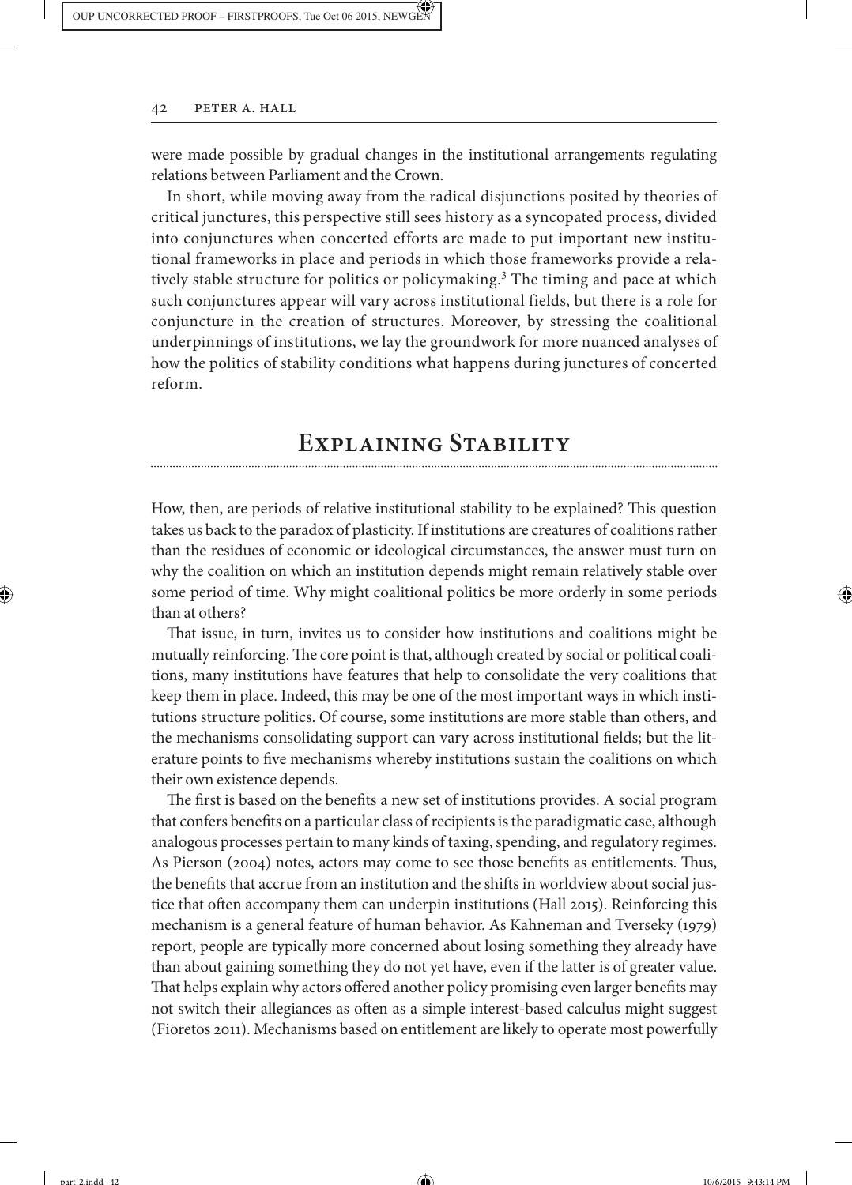were made possible by gradual changes in the institutional arrangements regulating relations between Parliament and the Crown.

In short, while moving away from the radical disjunctions posited by theories of critical junctures, this perspective still sees history as a syncopated process, divided into conjunctures when concerted efforts are made to put important new institutional frameworks in place and periods in which those frameworks provide a relatively stable structure for politics or policymaking.[3] The timing and pace at which such conjunctures appear will vary across institutional fields, but there is a role for conjuncture in the creation of structures. Moreover, by stressing the coalitional underpinnings of institutions, we lay the groundwork for more nuanced analyses of how the politics of stability conditions what happens during junctures of concerted reform.

## Explaining Stability

How, then, are periods of relative institutional stability to be explained? This question takes us back to the paradox of plasticity. If institutions are creatures of coalitions rather than the residues of economic or ideological circumstances, the answer must turn on why the coalition on which an institution depends might remain relatively stable over some period of time. Why might coalitional politics be more orderly in some periods than at others?

That issue, in turn, invites us to consider how institutions and coalitions might be mutually reinforcing. The core point is that, although created by social or political coalitions, many institutions have features that help to consolidate the very coalitions that keep them in place. Indeed, this may be one of the most important ways in which institutions structure politics. Of course, some institutions are more stable than others, and the mechanisms consolidating support can vary across institutional fields; but the literature points to five mechanisms whereby institutions sustain the coalitions on which their own existence depends.

The first is based on the benefits a new set of institutions provides. A social program that confers benefits on a particular class of recipients is the paradigmatic case, although analogous processes pertain to many kinds of taxing, spending, and regulatory regimes. As Pierson (2004) notes, actors may come to see those benefits as entitlements. Thus, the benefits that accrue from an institution and the shifts in worldview about social justice that often accompany them can underpin institutions (Hall 2015). Reinforcing this mechanism is a general feature of human behavior. As Kahneman and Tverseky (1979) report, people are typically more concerned about losing something they already have than about gaining something they do not yet have, even if the latter is of greater value. That helps explain why actors offered another policy promising even larger benefits may not switch their allegiances as often as a simple interest-based calculus might suggest (Fioretos 2011). Mechanisms based on entitlement are likely to operate most powerfully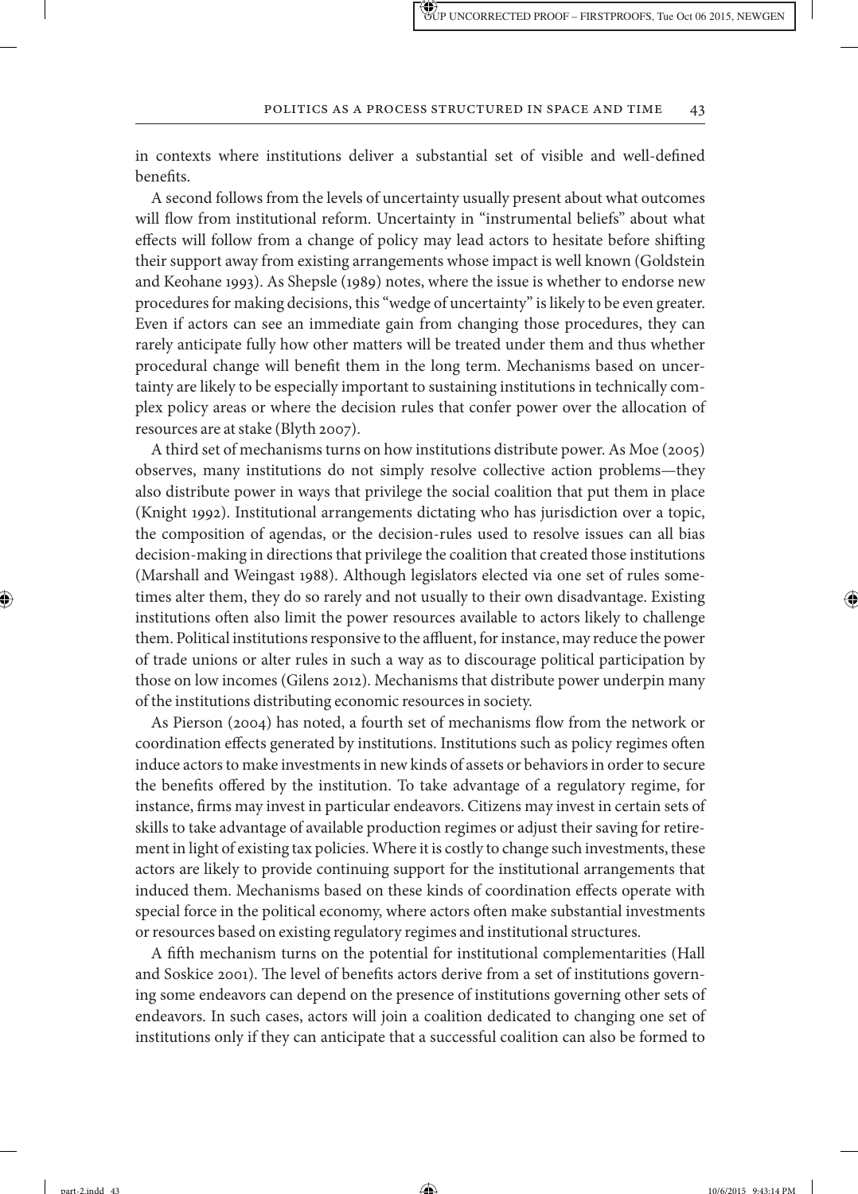in contexts where institutions deliver a substantial set of visible and well-defined benefits.

A second follows from the levels of uncertainty usually present about what outcomes will flow from institutional reform. Uncertainty in "instrumental beliefs" about what effects will follow from a change of policy may lead actors to hesitate before shifting their support away from existing arrangements whose impact is well known (Goldstein and Keohane 1993). As Shepsle (1989) notes, where the issue is whether to endorse new procedures for making decisions, this "wedge of uncertainty" is likely to be even greater. Even if actors can see an immediate gain from changing those procedures, they can rarely anticipate fully how other matters will be treated under them and thus whether procedural change will benefit them in the long term. Mechanisms based on uncertainty are likely to be especially important to sustaining institutions in technically complex policy areas or where the decision rules that confer power over the allocation of resources are at stake (Blyth 2007).

A third set of mechanisms turns on how institutions distribute power. As Moe (2005) observes, many institutions do not simply resolve collective action problems—they also distribute power in ways that privilege the social coalition that put them in place (Knight 1992). Institutional arrangements dictating who has jurisdiction over a topic, the composition of agendas, or the decision-rules used to resolve issues can all bias decision-making in directions that privilege the coalition that created those institutions (Marshall and Weingast 1988). Although legislators elected via one set of rules sometimes alter them, they do so rarely and not usually to their own disadvantage. Existing institutions often also limit the power resources available to actors likely to challenge them. Political institutions responsive to the affluent, for instance, may reduce the power of trade unions or alter rules in such a way as to discourage political participation by those on low incomes (Gilens 2012). Mechanisms that distribute power underpin many of the institutions distributing economic resources in society.

As Pierson (2004) has noted, a fourth set of mechanisms flow from the network or coordination effects generated by institutions. Institutions such as policy regimes often induce actors to make investments in new kinds of assets or behaviors in order to secure the benefits offered by the institution. To take advantage of a regulatory regime, for instance, firms may invest in particular endeavors. Citizens may invest in certain sets of skills to take advantage of available production regimes or adjust their saving for retirement in light of existing tax policies. Where it is costly to change such investments, these actors are likely to provide continuing support for the institutional arrangements that induced them. Mechanisms based on these kinds of coordination effects operate with special force in the political economy, where actors often make substantial investments or resources based on existing regulatory regimes and institutional structures.

A fifth mechanism turns on the potential for institutional complementarities (Hall and Soskice 2001). The level of benefits actors derive from a set of institutions governing some endeavors can depend on the presence of institutions governing other sets of endeavors. In such cases, actors will join a coalition dedicated to changing one set of institutions only if they can anticipate that a successful coalition can also be formed to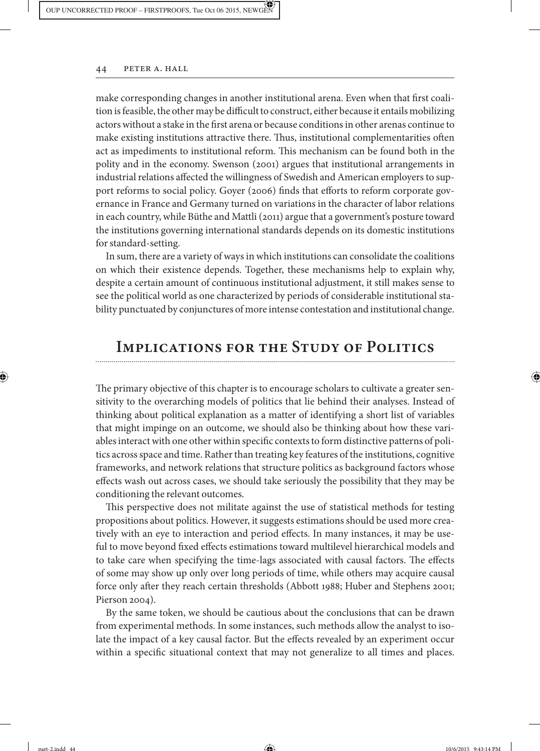make corresponding changes in another institutional arena. Even when that first coalition is feasible, the other may be difficult to construct, either because it entails mobilizing actors without a stake in the first arena or because conditions in other arenas continue to make existing institutions attractive there. Thus, institutional complementarities often act as impediments to institutional reform. This mechanism can be found both in the polity and in the economy. Swenson (2001) argues that institutional arrangements in industrial relations affected the willingness of Swedish and American employers to support reforms to social policy. Goyer (2006) finds that efforts to reform corporate governance in France and Germany turned on variations in the character of labor relations in each country, while Büthe and Mattli (2011) argue that a government's posture toward the institutions governing international standards depends on its domestic institutions for standard-setting.

In sum, there are a variety of ways in which institutions can consolidate the coalitions on which their existence depends. Together, these mechanisms help to explain why, despite a certain amount of continuous institutional adjustment, it still makes sense to see the political world as one characterized by periods of considerable institutional stability punctuated by conjunctures of more intense contestation and institutional change.

## Implications for the Study of Politics

The primary objective of this chapter is to encourage scholars to cultivate a greater sensitivity to the overarching models of politics that lie behind their analyses. Instead of thinking about political explanation as a matter of identifying a short list of variables that might impinge on an outcome, we should also be thinking about how these variables interact with one other within specific contexts to form distinctive patterns of politics across space and time. Rather than treating key features of the institutions, cognitive frameworks, and network relations that structure politics as background factors whose effects wash out across cases, we should take seriously the possibility that they may be conditioning the relevant outcomes.

This perspective does not militate against the use of statistical methods for testing propositions about politics. However, it suggests estimations should be used more creatively with an eye to interaction and period effects. In many instances, it may be useful to move beyond fixed effects estimations toward multilevel hierarchical models and to take care when specifying the time-lags associated with causal factors. The effects of some may show up only over long periods of time, while others may acquire causal force only after they reach certain thresholds (Abbott 1988; Huber and Stephens 2001; Pierson 2004).

By the same token, we should be cautious about the conclusions that can be drawn from experimental methods. In some instances, such methods allow the analyst to isolate the impact of a key causal factor. But the effects revealed by an experiment occur within a specific situational context that may not generalize to all times and places.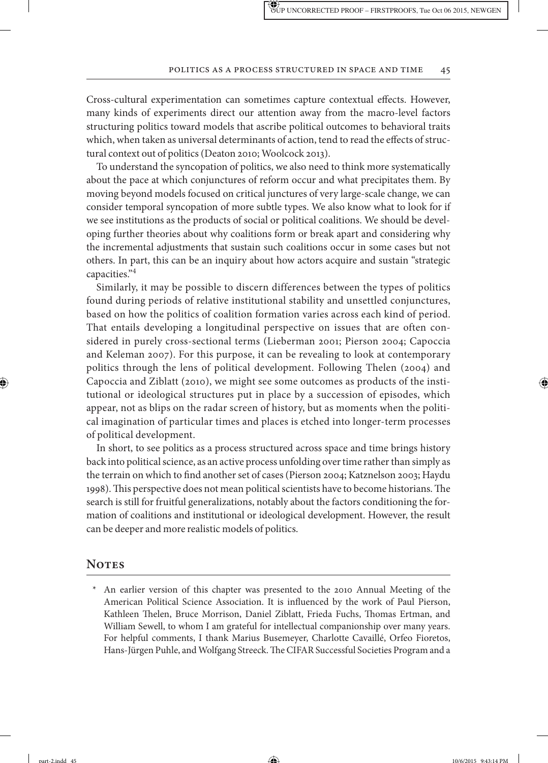Cross-cultural experimentation can sometimes capture contextual effects. However, many kinds of experiments direct our attention away from the macro-level factors structuring politics toward models that ascribe political outcomes to behavioral traits which, when taken as universal determinants of action, tend to read the effects of structural context out of politics (Deaton 2010; Woolcock 2013).

To understand the syncopation of politics, we also need to think more systematically about the pace at which conjunctures of reform occur and what precipitates them. By moving beyond models focused on critical junctures of very large-scale change, we can consider temporal syncopation of more subtle types. We also know what to look for if we see institutions as the products of social or political coalitions. We should be developing further theories about why coalitions form or break apart and considering why the incremental adjustments that sustain such coalitions occur in some cases but not others. In part, this can be an inquiry about how actors acquire and sustain "strategic capacities."[4]

Similarly, it may be possible to discern differences between the types of politics found during periods of relative institutional stability and unsettled conjunctures, based on how the politics of coalition formation varies across each kind of period. That entails developing a longitudinal perspective on issues that are often considered in purely cross-sectional terms (Lieberman 2001; Pierson 2004; Capoccia and Keleman 2007). For this purpose, it can be revealing to look at contemporary politics through the lens of political development. Following Thelen (2004) and Capoccia and Ziblatt (2010), we might see some outcomes as products of the institutional or ideological structures put in place by a succession of episodes, which appear, not as blips on the radar screen of history, but as moments when the political imagination of particular times and places is etched into longer-term processes of political development.

In short, to see politics as a process structured across space and time brings history back into political science, as an active process unfolding over time rather than simply as the terrain on which to find another set of cases (Pierson 2004; Katznelson 2003; Haydu 1998). This perspective does not mean political scientists have to become historians. The search is still for fruitful generalizations, notably about the factors conditioning the formation of coalitions and institutional or ideological development. However, the result can be deeper and more realistic models of politics.

## Notes

\* An earlier version of this chapter was presented to the 2010 Annual Meeting of the American Political Science Association. It is influenced by the work of Paul Pierson, Kathleen Thelen, Bruce Morrison, Daniel Ziblatt, Frieda Fuchs, Thomas Ertman, and William Sewell, to whom I am grateful for intellectual companionship over many years. For helpful comments, I thank Marius Busemeyer, Charlotte Cavaillé, Orfeo Fioretos, Hans-Jürgen Puhle, and Wolfgang Streeck. The CIFAR Successful Societies Program and a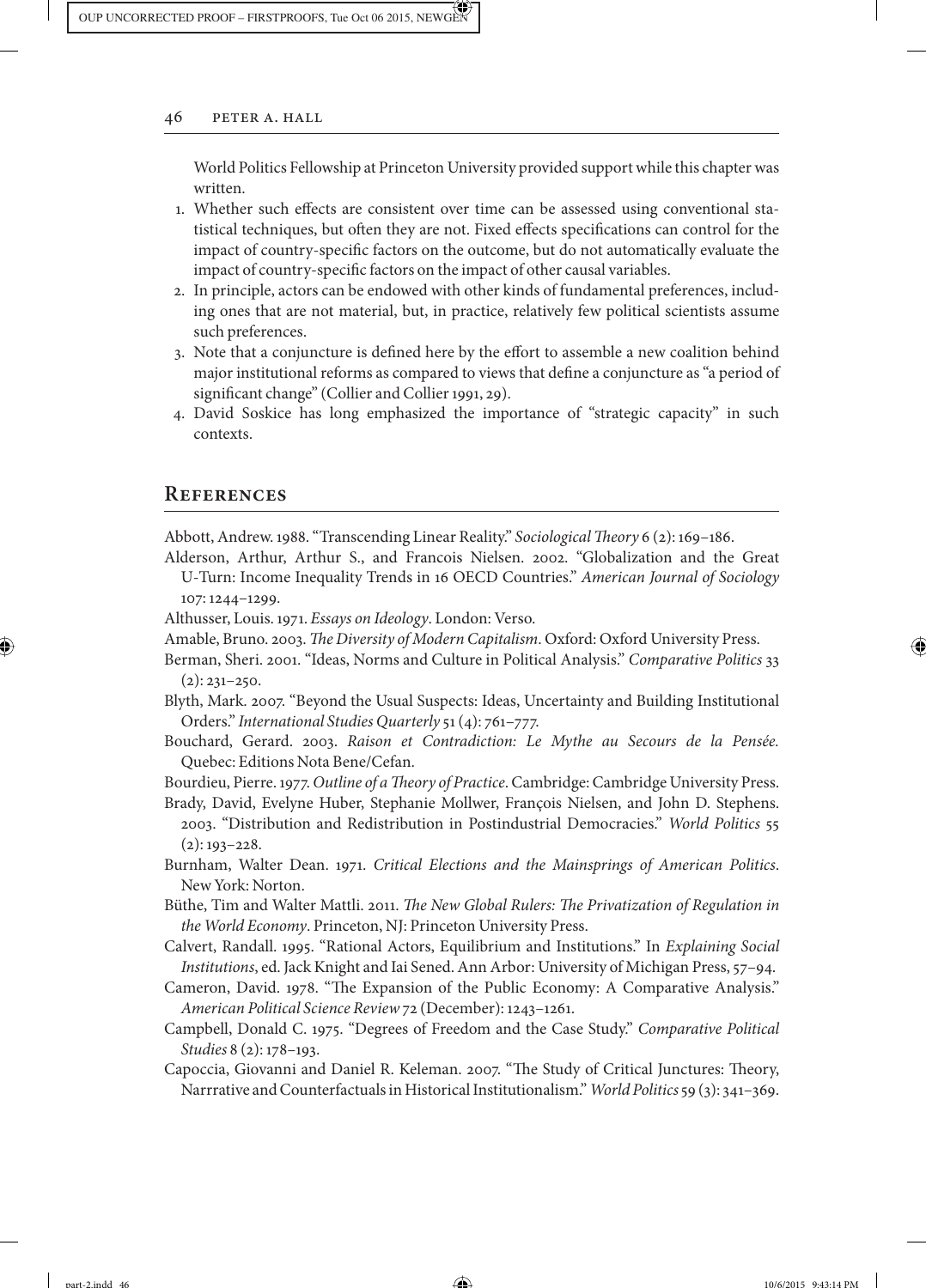World Politics Fellowship at Princeton University provided support while this chapter was written.

1. Whether such effects are consistent over time can be assessed using conventional statistical techniques, but often they are not. Fixed effects specifications can control for the impact of country-specific factors on the outcome, but do not automatically evaluate the impact of country-specific factors on the impact of other causal variables.
2. In principle, actors can be endowed with other kinds of fundamental preferences, including ones that are not material, but, in practice, relatively few political scientists assume such preferences.
3. Note that a conjuncture is defined here by the effort to assemble a new coalition behind major institutional reforms as compared to views that define a conjuncture as "a period of significant change" (Collier and Collier 1991, 29).
4. David Soskice has long emphasized the importance of "strategic capacity" in such contexts.

## References

Abbott, Andrew. 1988. "Transcending Linear Reality." *Sociological Theory* 6 (2): 169–186.

Alderson, Arthur, Arthur S., and Francois Nielsen. 2002. "Globalization and the Great U-Turn: Income Inequality Trends in 16 OECD Countries." *American Journal of Sociology* 107: 1244–1299.

Althusser, Louis. 1971. *Essays on Ideology*. London: Verso.

Amable, Bruno. 2003. *The Diversity of Modern Capitalism*. Oxford: Oxford University Press.

Berman, Sheri. 2001. "Ideas, Norms and Culture in Political Analysis." *Comparative Politics* 33 (2): 231–250.

Blyth, Mark. 2007. "Beyond the Usual Suspects: Ideas, Uncertainty and Building Institutional Orders." *International Studies Quarterly* 51 (4): 761–777.

Bouchard, Gerard. 2003. *Raison et Contradiction: Le Mythe au Secours de la Pensée.* Quebec: Editions Nota Bene/Cefan.

Bourdieu, Pierre. 1977. *Outline of a Theory of Practice*. Cambridge: Cambridge University Press.

Brady, David, Evelyne Huber, Stephanie Mollwer, François Nielsen, and John D. Stephens. 2003. "Distribution and Redistribution in Postindustrial Democracies." *World Politics* 55 (2): 193–228.

Burnham, Walter Dean. 1971. *Critical Elections and the Mainsprings of American Politics*. New York: Norton.

Büthe, Tim and Walter Mattli. 2011. *The New Global Rulers: The Privatization of Regulation in the World Economy*. Princeton, NJ: Princeton University Press.

Calvert, Randall. 1995. "Rational Actors, Equilibrium and Institutions." In *Explaining Social Institutions*, ed. Jack Knight and Iai Sened. Ann Arbor: University of Michigan Press, 57–94.

Cameron, David. 1978. "The Expansion of the Public Economy: A Comparative Analysis." *American Political Science Review* 72 (December): 1243–1261.

Campbell, Donald C. 1975. "Degrees of Freedom and the Case Study." *Comparative Political Studies* 8 (2): 178–193.

Capoccia, Giovanni and Daniel R. Keleman. 2007. "The Study of Critical Junctures: Theory, Narrrative and Counterfactuals in Historical Institutionalism." *World Politics* 59 (3): 341–369.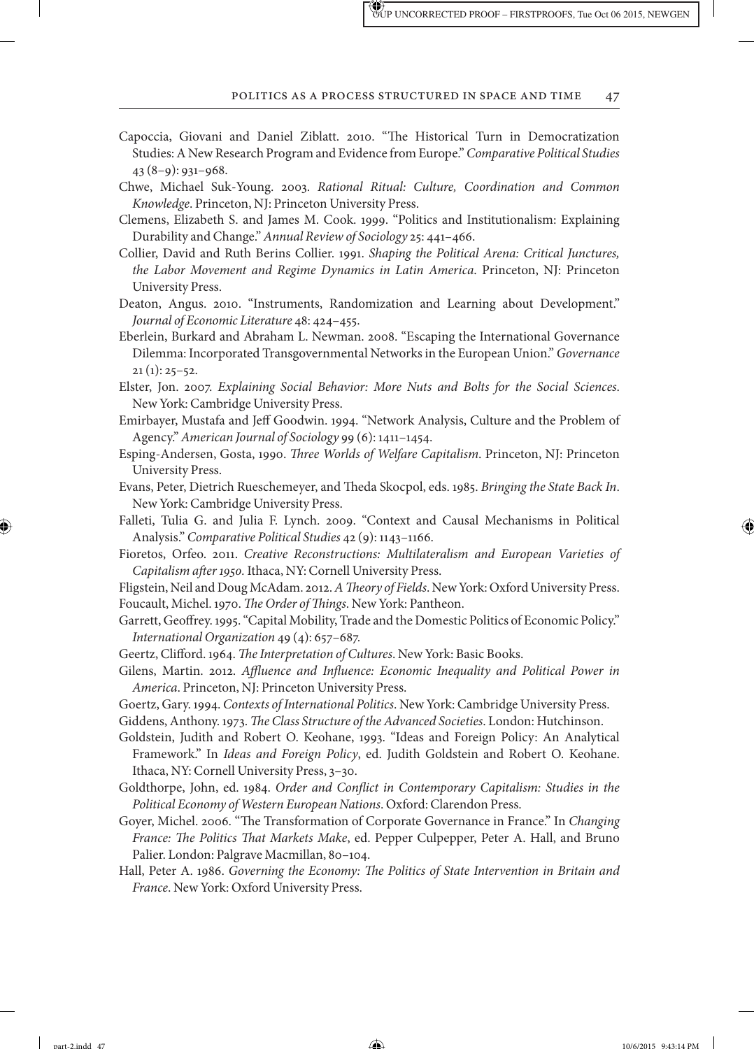Capoccia, Giovani and Daniel Ziblatt. 2010. "The Historical Turn in Democratization Studies: A New Research Program and Evidence from Europe." *Comparative Political Studies* 43 (8–9): 931–968.

Chwe, Michael Suk-Young. 2003. *Rational Ritual: Culture, Coordination and Common Knowledge*. Princeton, NJ: Princeton University Press.

Clemens, Elizabeth S. and James M. Cook. 1999. "Politics and Institutionalism: Explaining Durability and Change." *Annual Review of Sociology* 25: 441–466.

Collier, David and Ruth Berins Collier. 1991. *Shaping the Political Arena: Critical Junctures, the Labor Movement and Regime Dynamics in Latin America*. Princeton, NJ: Princeton University Press.

Deaton, Angus. 2010. "Instruments, Randomization and Learning about Development." *Journal of Economic Literature* 48: 424–455.

Eberlein, Burkard and Abraham L. Newman. 2008. "Escaping the International Governance Dilemma: Incorporated Transgovernmental Networks in the European Union." *Governance* 21 (1): 25–52.

Elster, Jon. 2007. *Explaining Social Behavior: More Nuts and Bolts for the Social Sciences*. New York: Cambridge University Press.

Emirbayer, Mustafa and Jeff Goodwin. 1994. "Network Analysis, Culture and the Problem of Agency." *American Journal of Sociology* 99 (6): 1411–1454.

Esping-Andersen, Gosta, 1990. *Three Worlds of Welfare Capitalism*. Princeton, NJ: Princeton University Press.

Evans, Peter, Dietrich Rueschemeyer, and Theda Skocpol, eds. 1985. *Bringing the State Back In*. New York: Cambridge University Press.

Falleti, Tulia G. and Julia F. Lynch. 2009. "Context and Causal Mechanisms in Political Analysis." *Comparative Political Studies* 42 (9): 1143–1166.

Fioretos, Orfeo. 2011. *Creative Reconstructions: Multilateralism and European Varieties of Capitalism after 1950*. Ithaca, NY: Cornell University Press.

Fligstein, Neil and Doug McAdam. 2012. *A Theory of Fields*. New York: Oxford University Press.

Foucault, Michel. 1970. *The Order of Things*. New York: Pantheon.

Garrett, Geoffrey. 1995. "Capital Mobility, Trade and the Domestic Politics of Economic Policy." *International Organization* 49 (4): 657–687.

Geertz, Clifford. 1964. *The Interpretation of Cultures*. New York: Basic Books.

Gilens, Martin. 2012. *Affluence and Influence: Economic Inequality and Political Power in America*. Princeton, NJ: Princeton University Press.

Goertz, Gary. 1994. *Contexts of International Politics*. New York: Cambridge University Press.

Giddens, Anthony. 1973. *The Class Structure of the Advanced Societies*. London: Hutchinson.

Goldstein, Judith and Robert O. Keohane, 1993. "Ideas and Foreign Policy: An Analytical Framework." In *Ideas and Foreign Policy*, ed. Judith Goldstein and Robert O. Keohane. Ithaca, NY: Cornell University Press, 3–30.

Goldthorpe, John, ed. 1984. *Order and Conflict in Contemporary Capitalism: Studies in the Political Economy of Western European Nations*. Oxford: Clarendon Press.

Goyer, Michel. 2006. "The Transformation of Corporate Governance in France." In *Changing France: The Politics That Markets Make*, ed. Pepper Culpepper, Peter A. Hall, and Bruno Palier. London: Palgrave Macmillan, 80–104.

Hall, Peter A. 1986. *Governing the Economy: The Politics of State Intervention in Britain and France*. New York: Oxford University Press.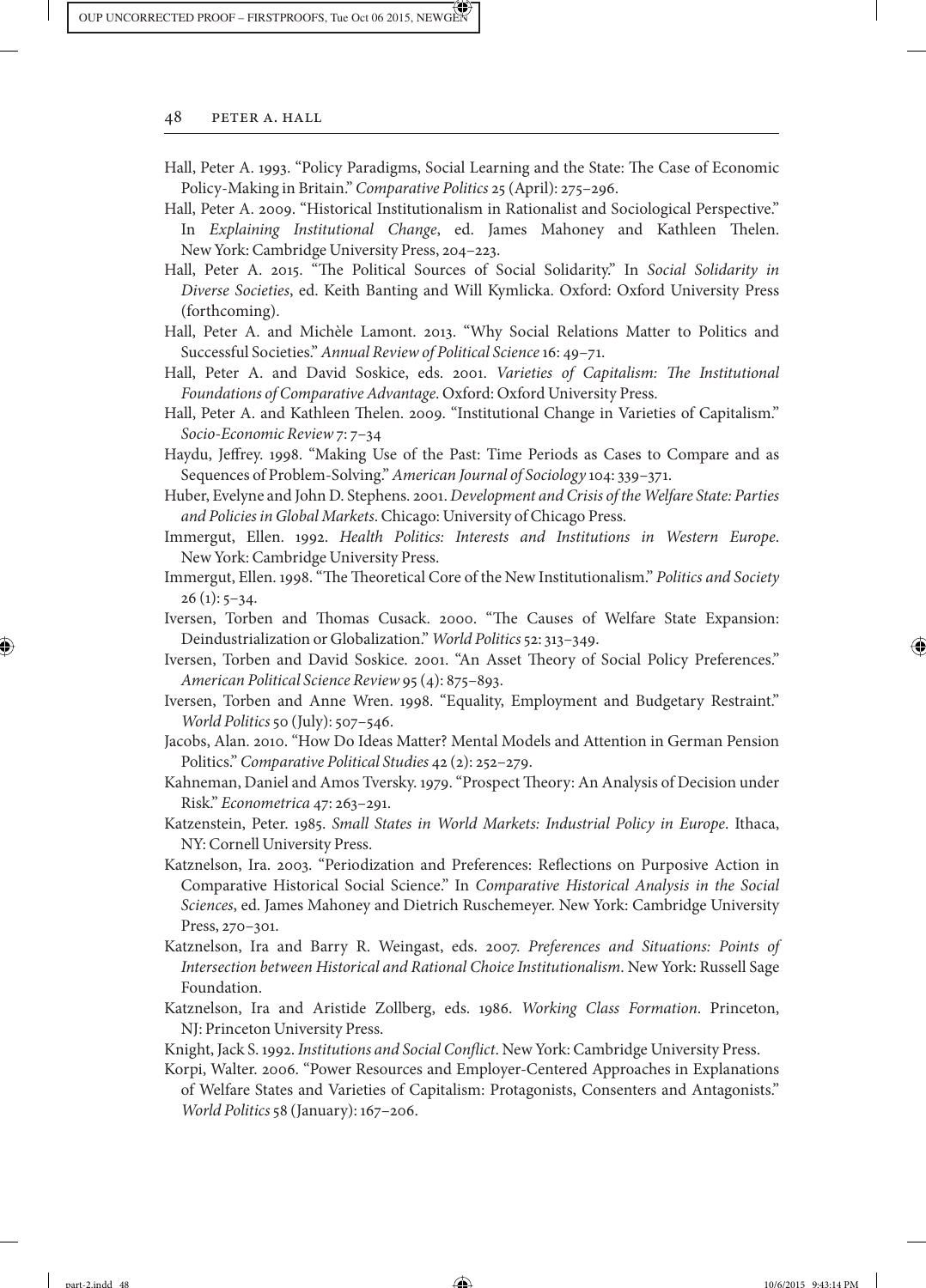Hall, Peter A. 1993. "Policy Paradigms, Social Learning and the State: The Case of Economic Policy-Making in Britain." *Comparative Politics* 25 (April): 275–296.

Hall, Peter A. 2009. "Historical Institutionalism in Rationalist and Sociological Perspective." In *Explaining Institutional Change*, ed. James Mahoney and Kathleen Thelen. New York: Cambridge University Press, 204–223.

Hall, Peter A. 2015. "The Political Sources of Social Solidarity." In *Social Solidarity in Diverse Societies*, ed. Keith Banting and Will Kymlicka. Oxford: Oxford University Press (forthcoming).

Hall, Peter A. and Michèle Lamont. 2013. "Why Social Relations Matter to Politics and Successful Societies." *Annual Review of Political Science* 16: 49–71.

Hall, Peter A. and David Soskice, eds. 2001. *Varieties of Capitalism: The Institutional Foundations of Comparative Advantage*. Oxford: Oxford University Press.

Hall, Peter A. and Kathleen Thelen. 2009. "Institutional Change in Varieties of Capitalism." *Socio-Economic Review* 7: 7–34

Haydu, Jeffrey. 1998. "Making Use of the Past: Time Periods as Cases to Compare and as Sequences of Problem-Solving." *American Journal of Sociology* 104: 339–371.

Huber, Evelyne and John D. Stephens. 2001. *Development and Crisis of the Welfare State: Parties and Policies in Global Markets*. Chicago: University of Chicago Press.

Immergut, Ellen. 1992. *Health Politics: Interests and Institutions in Western Europe*. New York: Cambridge University Press.

Immergut, Ellen. 1998. "The Theoretical Core of the New Institutionalism." *Politics and Society* 26 (1): 5–34.

Iversen, Torben and Thomas Cusack. 2000. "The Causes of Welfare State Expansion: Deindustrialization or Globalization." *World Politics* 52: 313–349.

Iversen, Torben and David Soskice. 2001. "An Asset Theory of Social Policy Preferences." *American Political Science Review* 95 (4): 875–893.

Iversen, Torben and Anne Wren. 1998. "Equality, Employment and Budgetary Restraint." *World Politics* 50 (July): 507–546.

Jacobs, Alan. 2010. "How Do Ideas Matter? Mental Models and Attention in German Pension Politics." *Comparative Political Studies* 42 (2): 252–279.

Kahneman, Daniel and Amos Tversky. 1979. "Prospect Theory: An Analysis of Decision under Risk." *Econometrica* 47: 263–291.

Katzenstein, Peter. 1985. *Small States in World Markets: Industrial Policy in Europe*. Ithaca, NY: Cornell University Press.

Katznelson, Ira. 2003. "Periodization and Preferences: Reflections on Purposive Action in Comparative Historical Social Science." In *Comparative Historical Analysis in the Social Sciences*, ed. James Mahoney and Dietrich Ruschemeyer. New York: Cambridge University Press, 270–301.

Katznelson, Ira and Barry R. Weingast, eds. 2007. *Preferences and Situations: Points of Intersection between Historical and Rational Choice Institutionalism*. New York: Russell Sage Foundation.

Katznelson, Ira and Aristide Zollberg, eds. 1986. *Working Class Formation*. Princeton, NJ: Princeton University Press.

Knight, Jack S. 1992. *Institutions and Social Conflict*. New York: Cambridge University Press.

Korpi, Walter. 2006. "Power Resources and Employer-Centered Approaches in Explanations of Welfare States and Varieties of Capitalism: Protagonists, Consenters and Antagonists." *World Politics* 58 (January): 167–206.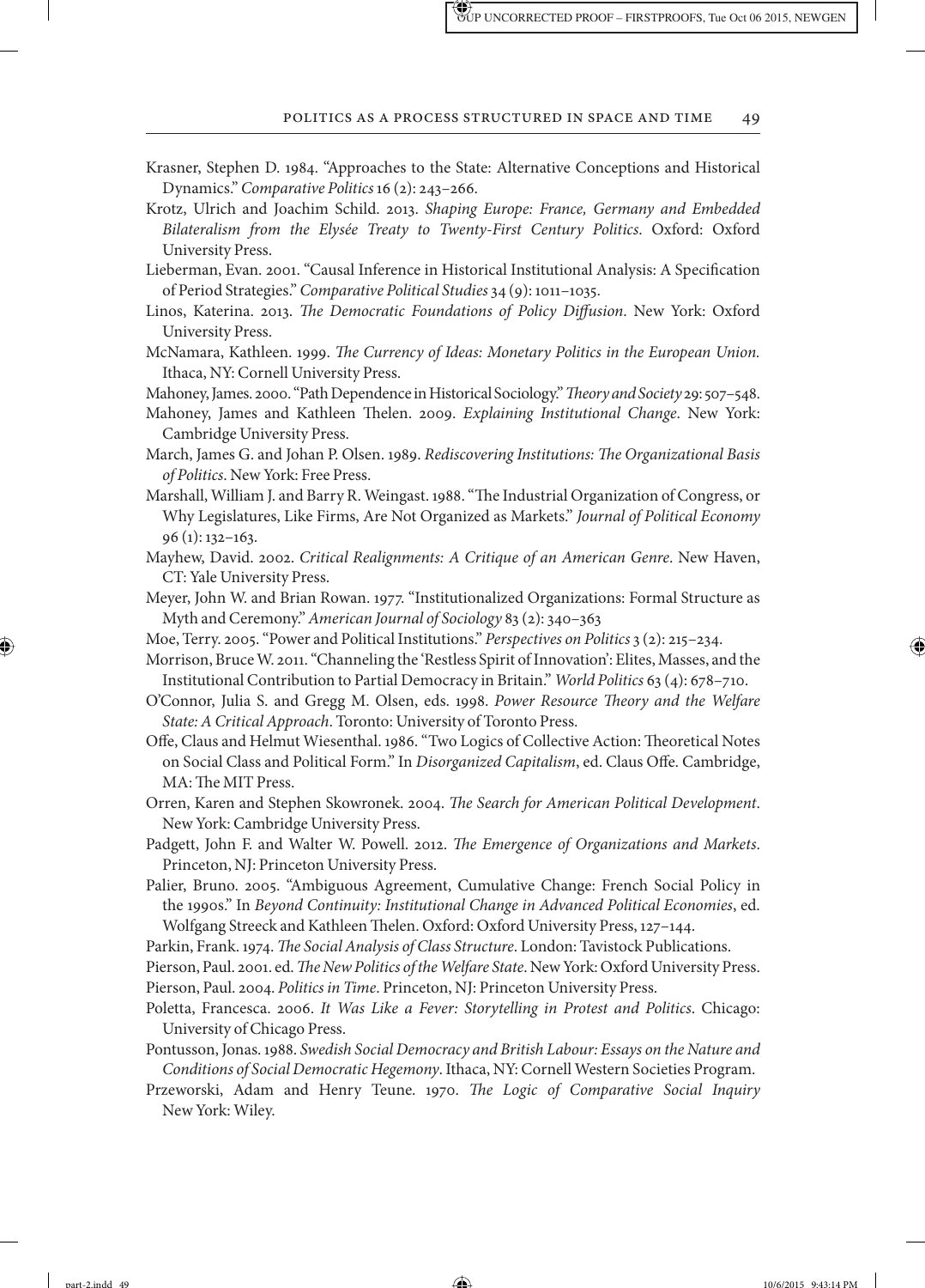Krasner, Stephen D. 1984. "Approaches to the State: Alternative Conceptions and Historical Dynamics." *Comparative Politics* 16 (2): 243–266.

Krotz, Ulrich and Joachim Schild. 2013. *Shaping Europe: France, Germany and Embedded Bilateralism from the Elysée Treaty to Twenty-First Century Politics*. Oxford: Oxford University Press.

Lieberman, Evan. 2001. "Causal Inference in Historical Institutional Analysis: A Specification of Period Strategies." *Comparative Political Studies* 34 (9): 1011–1035.

Linos, Katerina. 2013. *The Democratic Foundations of Policy Diffusion*. New York: Oxford University Press.

McNamara, Kathleen. 1999. *The Currency of Ideas: Monetary Politics in the European Union*. Ithaca, NY: Cornell University Press.

Mahoney, James. 2000. "Path Dependence in Historical Sociology." *Theory and Society* 29: 507–548.

Mahoney, James and Kathleen Thelen. 2009. *Explaining Institutional Change*. New York: Cambridge University Press.

March, James G. and Johan P. Olsen. 1989. *Rediscovering Institutions: The Organizational Basis of Politics*. New York: Free Press.

Marshall, William J. and Barry R. Weingast. 1988. "The Industrial Organization of Congress, or Why Legislatures, Like Firms, Are Not Organized as Markets." *Journal of Political Economy* 96 (1): 132–163.

Mayhew, David. 2002. *Critical Realignments: A Critique of an American Genre*. New Haven, CT: Yale University Press.

Meyer, John W. and Brian Rowan. 1977. "Institutionalized Organizations: Formal Structure as Myth and Ceremony." *American Journal of Sociology* 83 (2): 340–363

Moe, Terry. 2005. "Power and Political Institutions." *Perspectives on Politics* 3 (2): 215–234.

Morrison, Bruce W. 2011. "Channeling the 'Restless Spirit of Innovation': Elites, Masses, and the Institutional Contribution to Partial Democracy in Britain." *World Politics* 63 (4): 678–710.

O'Connor, Julia S. and Gregg M. Olsen, eds. 1998. *Power Resource Theory and the Welfare State: A Critical Approach*. Toronto: University of Toronto Press.

Offe, Claus and Helmut Wiesenthal. 1986. "Two Logics of Collective Action: Theoretical Notes on Social Class and Political Form." In *Disorganized Capitalism*, ed. Claus Offe. Cambridge, MA: The MIT Press.

Orren, Karen and Stephen Skowronek. 2004. *The Search for American Political Development*. New York: Cambridge University Press.

Padgett, John F. and Walter W. Powell. 2012. *The Emergence of Organizations and Markets*. Princeton, NJ: Princeton University Press.

Palier, Bruno. 2005. "Ambiguous Agreement, Cumulative Change: French Social Policy in the 1990s." In *Beyond Continuity: Institutional Change in Advanced Political Economies*, ed. Wolfgang Streeck and Kathleen Thelen. Oxford: Oxford University Press, 127–144.

Parkin, Frank. 1974. *The Social Analysis of Class Structure*. London: Tavistock Publications.

Pierson, Paul. 2001. ed. *The New Politics of the Welfare State*. New York: Oxford University Press.

Pierson, Paul. 2004. *Politics in Time*. Princeton, NJ: Princeton University Press.

Poletta, Francesca. 2006. *It Was Like a Fever: Storytelling in Protest and Politics*. Chicago: University of Chicago Press.

Pontusson, Jonas. 1988. *Swedish Social Democracy and British Labour: Essays on the Nature and Conditions of Social Democratic Hegemony*. Ithaca, NY: Cornell Western Societies Program.

Przeworski, Adam and Henry Teune. 1970. *The Logic of Comparative Social Inquiry* New York: Wiley.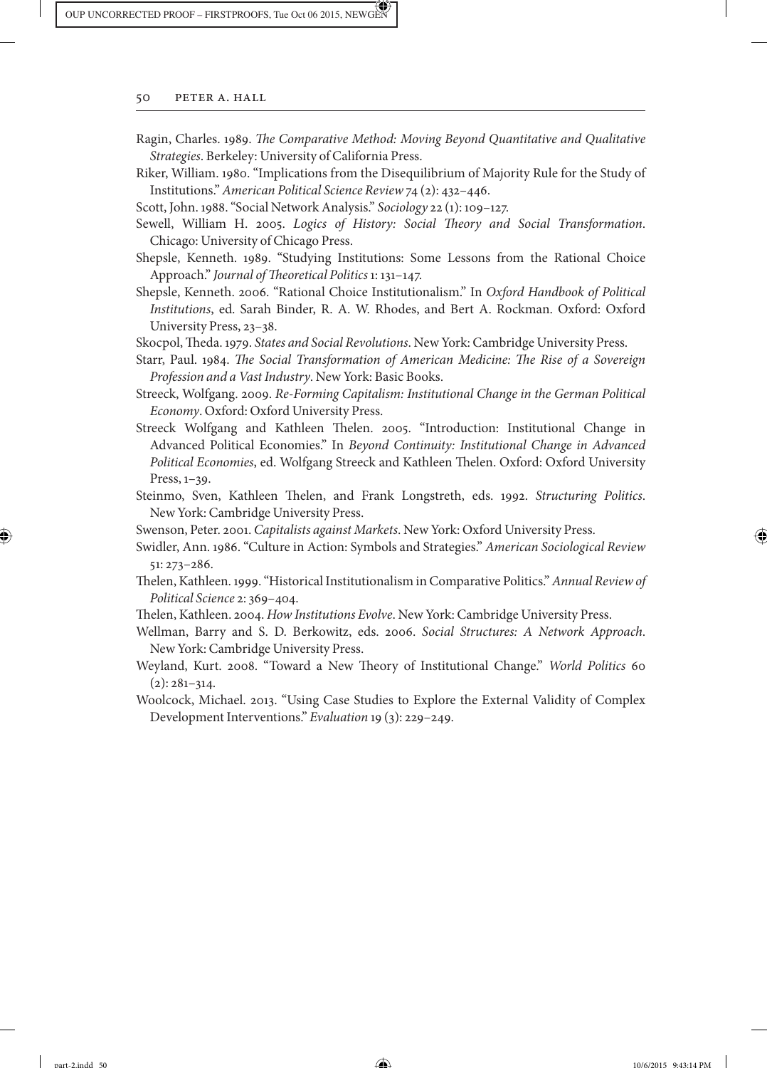Ragin, Charles. 1989. *The Comparative Method: Moving Beyond Quantitative and Qualitative Strategies*. Berkeley: University of California Press.

Riker, William. 1980. "Implications from the Disequilibrium of Majority Rule for the Study of Institutions." *American Political Science Review* 74 (2): 432–446.

Scott, John. 1988. "Social Network Analysis." *Sociology* 22 (1): 109–127.

Sewell, William H. 2005. *Logics of History: Social Theory and Social Transformation*. Chicago: University of Chicago Press.

Shepsle, Kenneth. 1989. "Studying Institutions: Some Lessons from the Rational Choice Approach." *Journal of Theoretical Politics* 1: 131–147.

Shepsle, Kenneth. 2006. "Rational Choice Institutionalism." In *Oxford Handbook of Political Institutions*, ed. Sarah Binder, R. A. W. Rhodes, and Bert A. Rockman. Oxford: Oxford University Press, 23–38.

Skocpol, Theda. 1979. *States and Social Revolutions*. New York: Cambridge University Press.

Starr, Paul. 1984. *The Social Transformation of American Medicine: The Rise of a Sovereign Profession and a Vast Industry*. New York: Basic Books.

Streeck, Wolfgang. 2009. *Re-Forming Capitalism: Institutional Change in the German Political Economy*. Oxford: Oxford University Press.

Streeck Wolfgang and Kathleen Thelen. 2005. "Introduction: Institutional Change in Advanced Political Economies." In *Beyond Continuity: Institutional Change in Advanced Political Economies*, ed. Wolfgang Streeck and Kathleen Thelen. Oxford: Oxford University Press, 1–39.

Steinmo, Sven, Kathleen Thelen, and Frank Longstreth, eds. 1992. *Structuring Politics*. New York: Cambridge University Press.

Swenson, Peter. 2001. *Capitalists against Markets*. New York: Oxford University Press.

Swidler, Ann. 1986. "Culture in Action: Symbols and Strategies." *American Sociological Review* 51: 273–286.

Thelen, Kathleen. 1999. "Historical Institutionalism in Comparative Politics." *Annual Review of Political Science* 2: 369–404.

Thelen, Kathleen. 2004. *How Institutions Evolve*. New York: Cambridge University Press.

Wellman, Barry and S. D. Berkowitz, eds. 2006. *Social Structures: A Network Approach*. New York: Cambridge University Press.

Weyland, Kurt. 2008. "Toward a New Theory of Institutional Change." *World Politics* 60 (2): 281–314.

Woolcock, Michael. 2013. "Using Case Studies to Explore the External Validity of Complex Development Interventions." *Evaluation* 19 (3): 229–249.